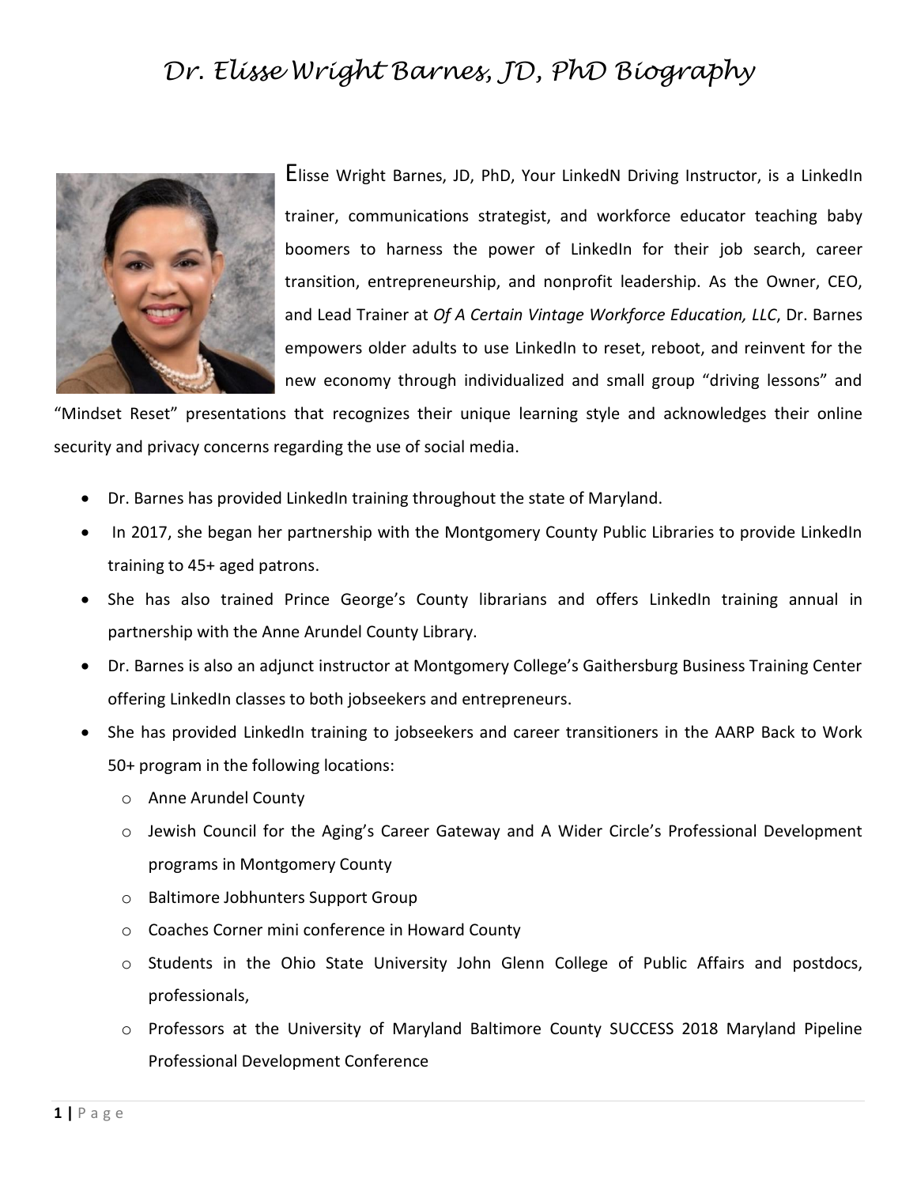# Dr. Elisse Wright Barnes, JD, PhD Biography

Elisse Wright Barnes, JD, PhD, Your LinkedN Driving Instructor, is a LinkedIn trainer, communications strategist, and workforce educator teaching baby boomers to harness the power of LinkedIn for their job search, career transition, entrepreneurship, and nonprofit leadership. As the Owner, CEO, and Lead Trainer at *Of A Certain Vintage Workforce Education, LLC*, Dr. Barnes empowers older adults to use LinkedIn to reset, reboot, and reinvent for the new economy through individualized and small group "driving lessons" and "Mindset Reset" presentations that recognizes their unique learning style and acknowledges their online security and privacy concerns regarding the use of social media.

- Dr. Barnes has provided LinkedIn training throughout the state of Maryland.
- In 2017, she began her partnership with the Montgomery County Public Libraries to provide LinkedIn training to 45+ aged patrons.
- She has also trained Prince George's County librarians and offers LinkedIn training annual in partnership with the Anne Arundel County Library.
- Dr. Barnes is also an adjunct instructor at Montgomery College's Gaithersburg Business Training Center offering LinkedIn classes to both jobseekers and entrepreneurs.
- She has provided LinkedIn training to jobseekers and career transitioners in the AARP Back to Work 50+ program in the following locations:
  - Anne Arundel County
  - Jewish Council for the Aging's Career Gateway and A Wider Circle's Professional Development programs in Montgomery County
  - Baltimore Jobhunters Support Group
  - Coaches Corner mini conference in Howard County
  - Students in the Ohio State University John Glenn College of Public Affairs and postdocs, professionals,
  - Professors at the University of Maryland Baltimore County SUCCESS 2018 Maryland Pipeline Professional Development Conference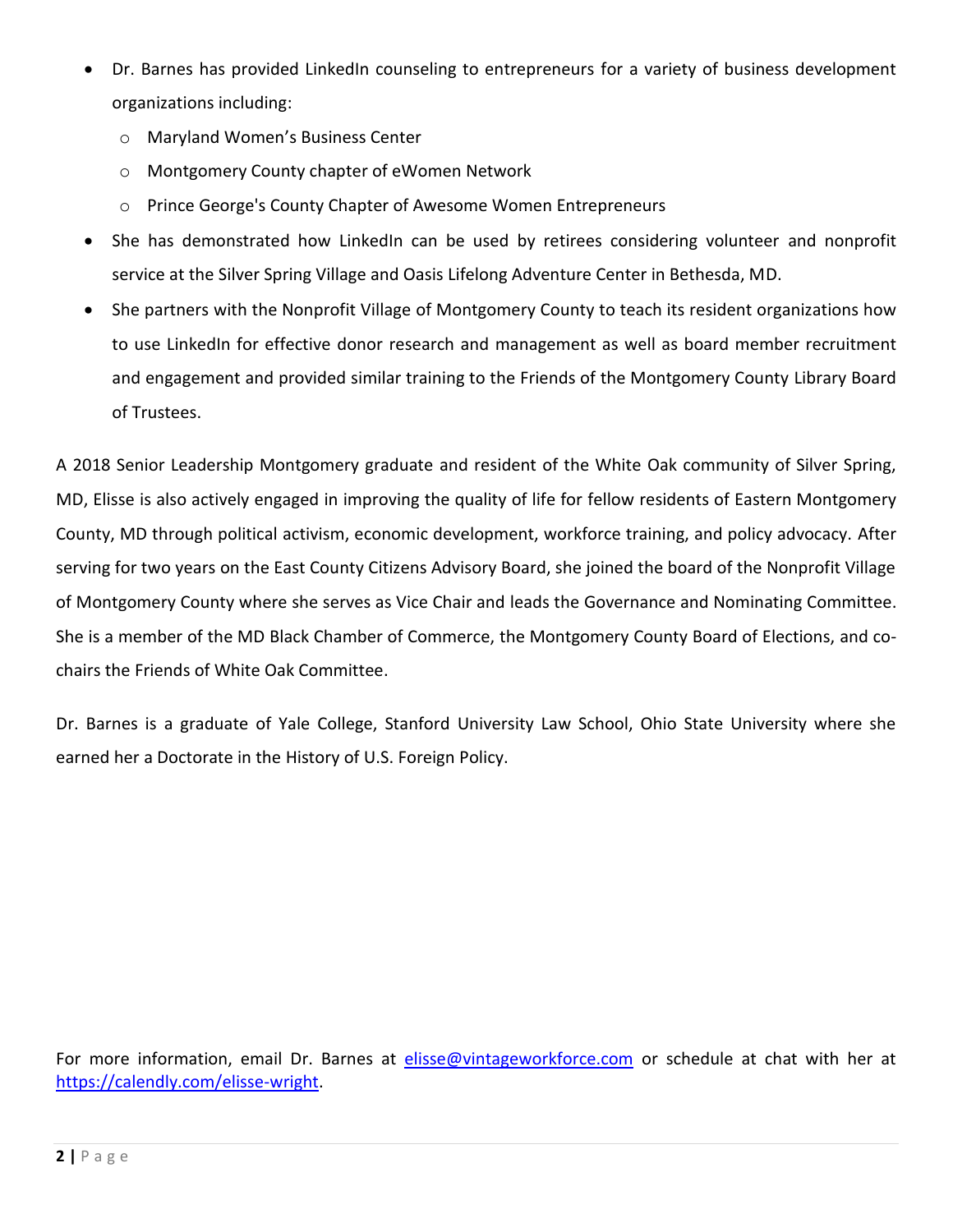- Dr. Barnes has provided LinkedIn counseling to entrepreneurs for a variety of business development organizations including:
    - Maryland Women's Business Center
    - Montgomery County chapter of eWomen Network
    - Prince George's County Chapter of Awesome Women Entrepreneurs
- She has demonstrated how LinkedIn can be used by retirees considering volunteer and nonprofit service at the Silver Spring Village and Oasis Lifelong Adventure Center in Bethesda, MD.
- She partners with the Nonprofit Village of Montgomery County to teach its resident organizations how to use LinkedIn for effective donor research and management as well as board member recruitment and engagement and provided similar training to the Friends of the Montgomery County Library Board of Trustees.

A 2018 Senior Leadership Montgomery graduate and resident of the White Oak community of Silver Spring, MD, Elisse is also actively engaged in improving the quality of life for fellow residents of Eastern Montgomery County, MD through political activism, economic development, workforce training, and policy advocacy. After serving for two years on the East County Citizens Advisory Board, she joined the board of the Nonprofit Village of Montgomery County where she serves as Vice Chair and leads the Governance and Nominating Committee. She is a member of the MD Black Chamber of Commerce, the Montgomery County Board of Elections, and co-chairs the Friends of White Oak Committee.

Dr. Barnes is a graduate of Yale College, Stanford University Law School, Ohio State University where she earned her a Doctorate in the History of U.S. Foreign Policy.

For more information, email Dr. Barnes at [elisse@vintageworkforce.com](mailto:elisse@vintageworkforce.com) or schedule at chat with her at [https://calendly.com/elisse-wright](https://calendly.com/elisse-wright).